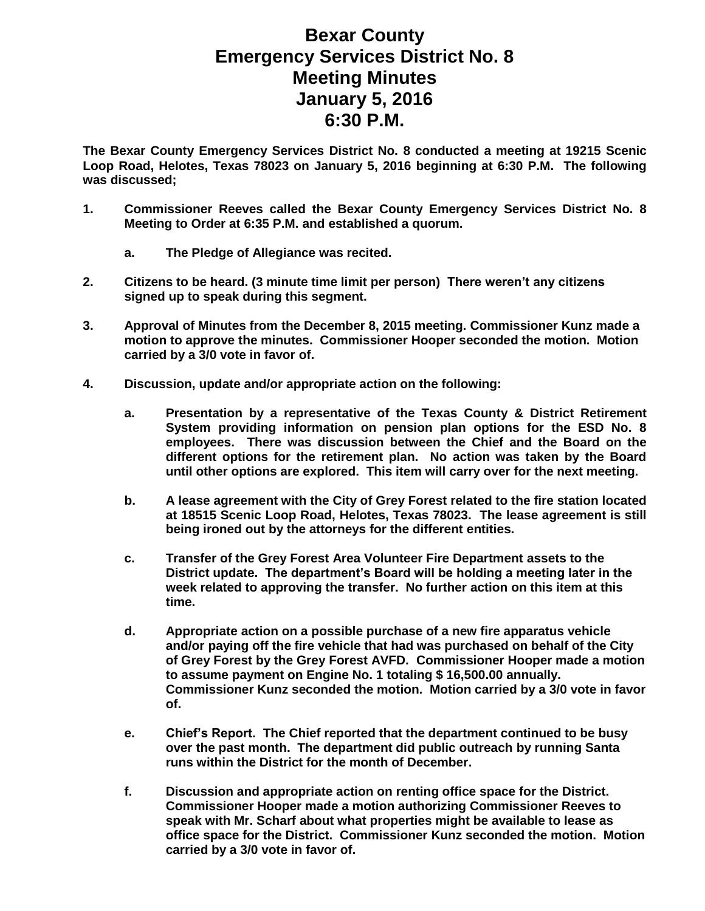# Bexar County
# Emergency Services District No. 8
# Meeting Minutes
# January 5, 2016
# 6:30 P.M.

**The Bexar County Emergency Services District No. 8 conducted a meeting at 19215 Scenic Loop Road, Helotes, Texas 78023 on January 5, 2016 beginning at 6:30 P.M. The following was discussed;**

1. **Commissioner Reeves called the Bexar County Emergency Services District No. 8 Meeting to Order at 6:35 P.M. and established a quorum.**

   a. **The Pledge of Allegiance was recited.**

2. **Citizens to be heard. (3 minute time limit per person) There weren't any citizens signed up to speak during this segment.**

3. **Approval of Minutes from the December 8, 2015 meeting. Commissioner Kunz made a motion to approve the minutes. Commissioner Hooper seconded the motion. Motion carried by a 3/0 vote in favor of.**

4. **Discussion, update and/or appropriate action on the following:**

   a. **Presentation by a representative of the Texas County & District Retirement System providing information on pension plan options for the ESD No. 8 employees. There was discussion between the Chief and the Board on the different options for the retirement plan. No action was taken by the Board until other options are explored. This item will carry over for the next meeting.**

   b. **A lease agreement with the City of Grey Forest related to the fire station located at 18515 Scenic Loop Road, Helotes, Texas 78023. The lease agreement is still being ironed out by the attorneys for the different entities.**

   c. **Transfer of the Grey Forest Area Volunteer Fire Department assets to the District update. The department's Board will be holding a meeting later in the week related to approving the transfer. No further action on this item at this time.**

   d. **Appropriate action on a possible purchase of a new fire apparatus vehicle and/or paying off the fire vehicle that had was purchased on behalf of the City of Grey Forest by the Grey Forest AVFD. Commissioner Hooper made a motion to assume payment on Engine No. 1 totaling $ 16,500.00 annually. Commissioner Kunz seconded the motion. Motion carried by a 3/0 vote in favor of.**

   e. **Chief's Report. The Chief reported that the department continued to be busy over the past month. The department did public outreach by running Santa runs within the District for the month of December.**

   f. **Discussion and appropriate action on renting office space for the District. Commissioner Hooper made a motion authorizing Commissioner Reeves to speak with Mr. Scharf about what properties might be available to lease as office space for the District. Commissioner Kunz seconded the motion. Motion carried by a 3/0 vote in favor of.**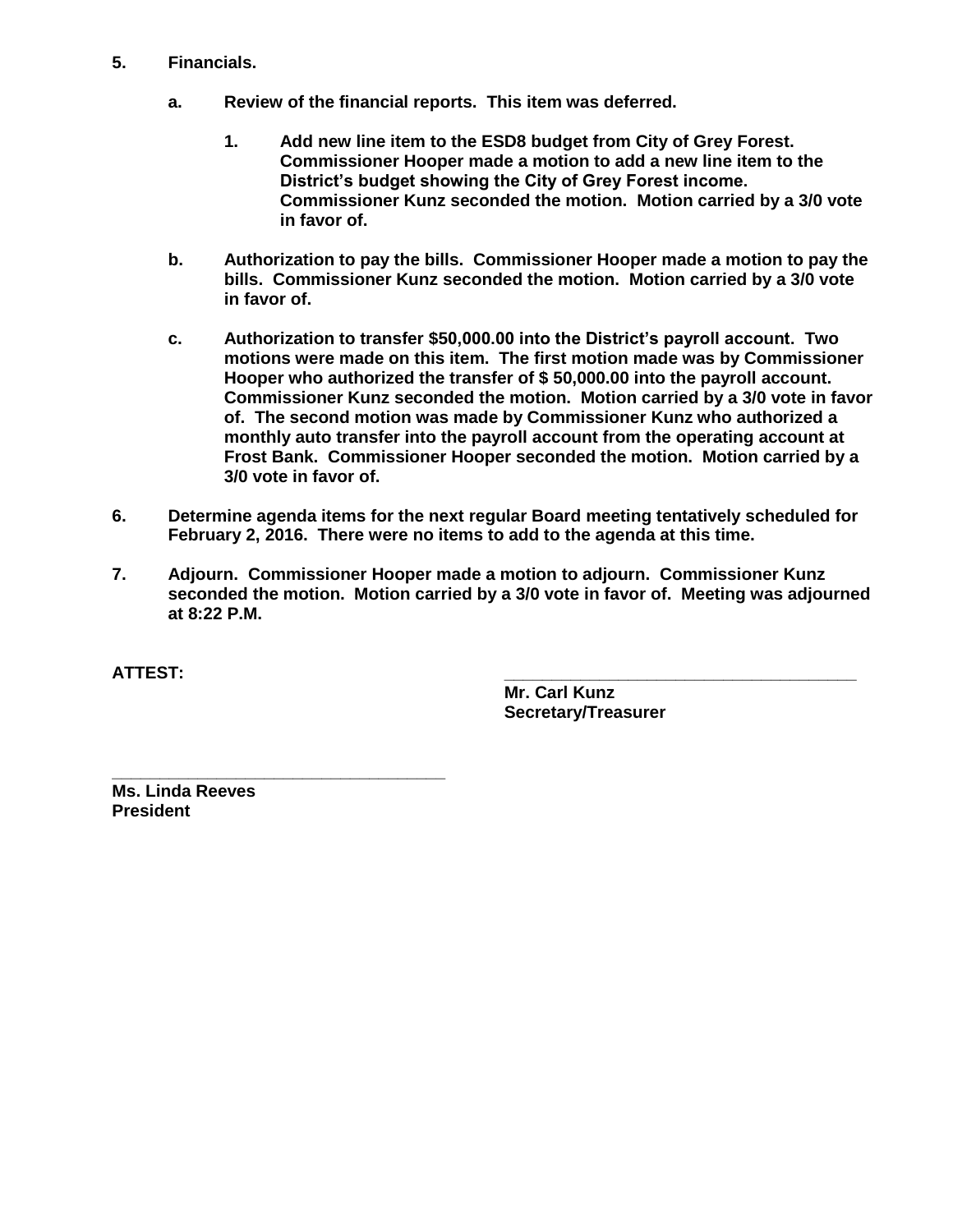**5. Financials.**

   **a. Review of the financial reports. This item was deferred.**

      **1. Add new line item to the ESD8 budget from City of Grey Forest. Commissioner Hooper made a motion to add a new line item to the District's budget showing the City of Grey Forest income. Commissioner Kunz seconded the motion. Motion carried by a 3/0 vote in favor of.**

   **b. Authorization to pay the bills. Commissioner Hooper made a motion to pay the bills. Commissioner Kunz seconded the motion. Motion carried by a 3/0 vote in favor of.**

   **c. Authorization to transfer $50,000.00 into the District's payroll account. Two motions were made on this item. The first motion made was by Commissioner Hooper who authorized the transfer of $ 50,000.00 into the payroll account. Commissioner Kunz seconded the motion. Motion carried by a 3/0 vote in favor of. The second motion was made by Commissioner Kunz who authorized a monthly auto transfer into the payroll account from the operating account at Frost Bank. Commissioner Hooper seconded the motion. Motion carried by a 3/0 vote in favor of.**

**6. Determine agenda items for the next regular Board meeting tentatively scheduled for February 2, 2016. There were no items to add to the agenda at this time.**

**7. Adjourn. Commissioner Hooper made a motion to adjourn. Commissioner Kunz seconded the motion. Motion carried by a 3/0 vote in favor of. Meeting was adjourned at 8:22 P.M.**

**ATTEST:**

\_\_\_\_\_\_\_\_\_\_\_\_\_\_\_\_\_\_\_\_\_\_\_\_\_\_\_\_\_\_\_\_\_\_\_\_\_\_
**Mr. Carl Kunz**
**Secretary/Treasurer**

\_\_\_\_\_\_\_\_\_\_\_\_\_\_\_\_\_\_\_\_\_\_\_\_\_\_\_\_\_\_\_\_\_\_\_\_
**Ms. Linda Reeves**
**President**